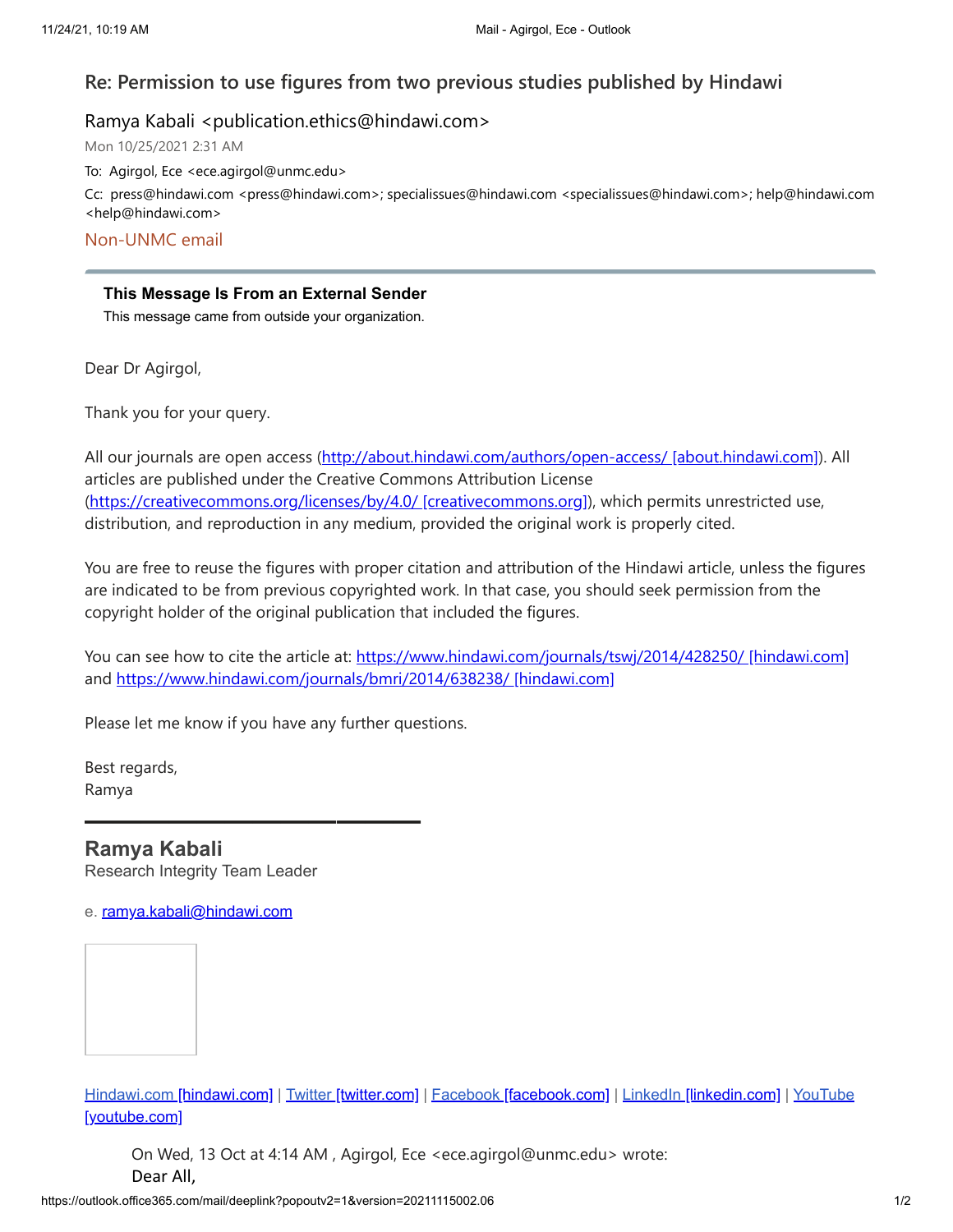# Re: Permission to use figures from two previous studies published by Hindawi

Ramya Kabali <publication.ethics@hindawi.com>

Mon 10/25/2021 2:31 AM

To: Agirgol, Ece <ece.agirgol@unmc.edu>

Cc: press@hindawi.com <press@hindawi.com>; specialissues@hindawi.com <specialissues@hindawi.com>; help@hindawi.com <help@hindawi.com>

Non-UNMC email

**This Message Is From an External Sender**

This message came from outside your organization.

Dear Dr Agirgol,

Thank you for your query.

All our journals are open access (http://about.hindawi.com/authors/open-access/ [about.hindawi.com]). All articles are published under the Creative Commons Attribution License (https://creativecommons.org/licenses/by/4.0/ [creativecommons.org]), which permits unrestricted use, distribution, and reproduction in any medium, provided the original work is properly cited.

You are free to reuse the figures with proper citation and attribution of the Hindawi article, unless the figures are indicated to be from previous copyrighted work. In that case, you should seek permission from the copyright holder of the original publication that included the figures.

You can see how to cite the article at: https://www.hindawi.com/journals/tswj/2014/428250/ [hindawi.com] and https://www.hindawi.com/journals/bmri/2014/638238/ [hindawi.com]

Please let me know if you have any further questions.

Best regards,
Ramya

**Ramya Kabali**
Research Integrity Team Leader

e. ramya.kabali@hindawi.com

Hindawi.com [hindawi.com] | Twitter [twitter.com] | Facebook [facebook.com] | LinkedIn [linkedin.com] | YouTube [youtube.com]

On Wed, 13 Oct at 4:14 AM , Agirgol, Ece <ece.agirgol@unmc.edu> wrote:

Dear All,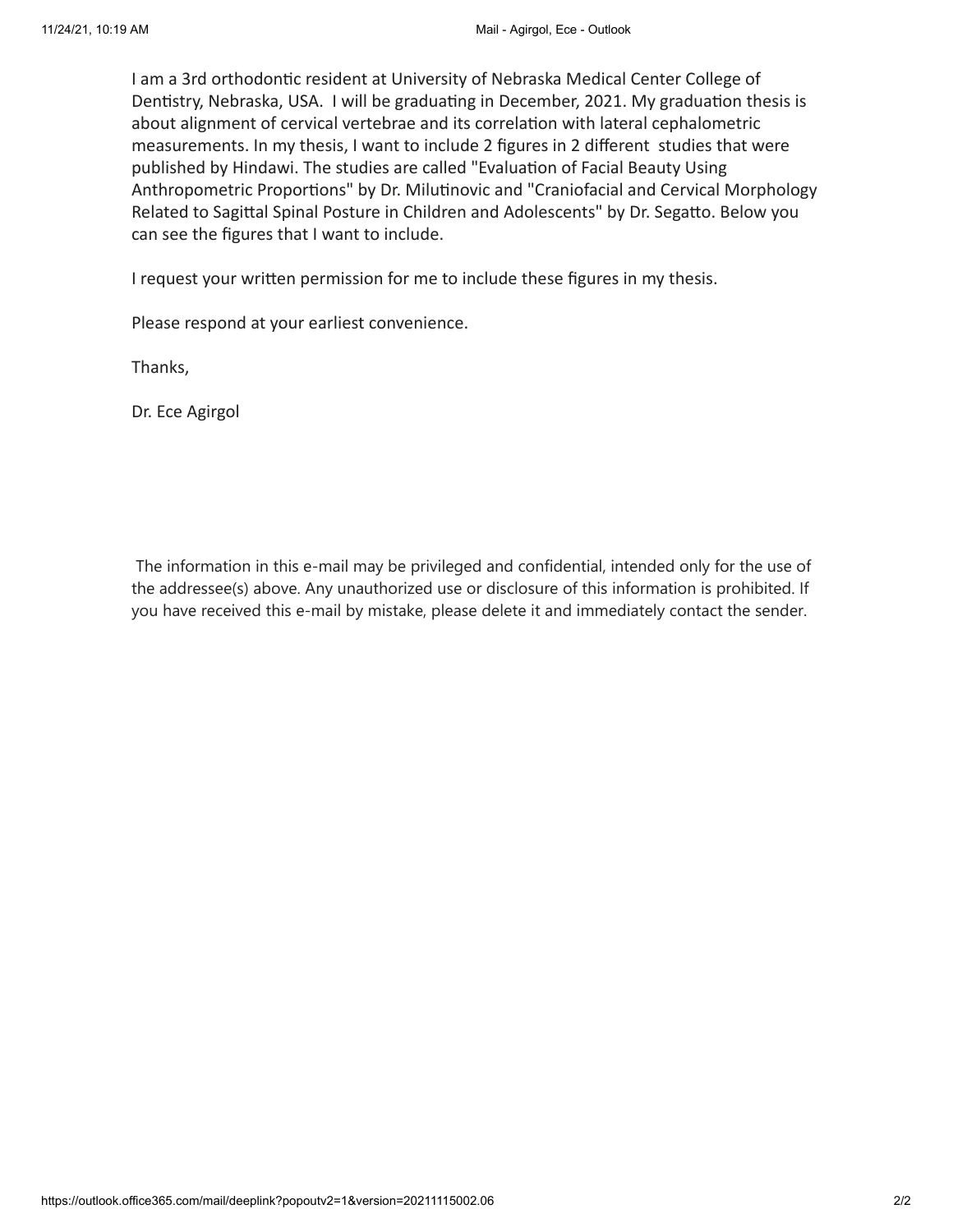I am a 3rd orthodontic resident at University of Nebraska Medical Center College of Dentistry, Nebraska, USA. I will be graduating in December, 2021. My graduation thesis is about alignment of cervical vertebrae and its correlation with lateral cephalometric measurements. In my thesis, I want to include 2 figures in 2 different studies that were published by Hindawi. The studies are called "Evaluation of Facial Beauty Using Anthropometric Proportions" by Dr. Milutinovic and "Craniofacial and Cervical Morphology Related to Sagittal Spinal Posture in Children and Adolescents" by Dr. Segatto. Below you can see the figures that I want to include.

I request your written permission for me to include these figures in my thesis.

Please respond at your earliest convenience.

Thanks,

Dr. Ece Agirgol

The information in this e-mail may be privileged and confidential, intended only for the use of the addressee(s) above. Any unauthorized use or disclosure of this information is prohibited. If you have received this e-mail by mistake, please delete it and immediately contact the sender.